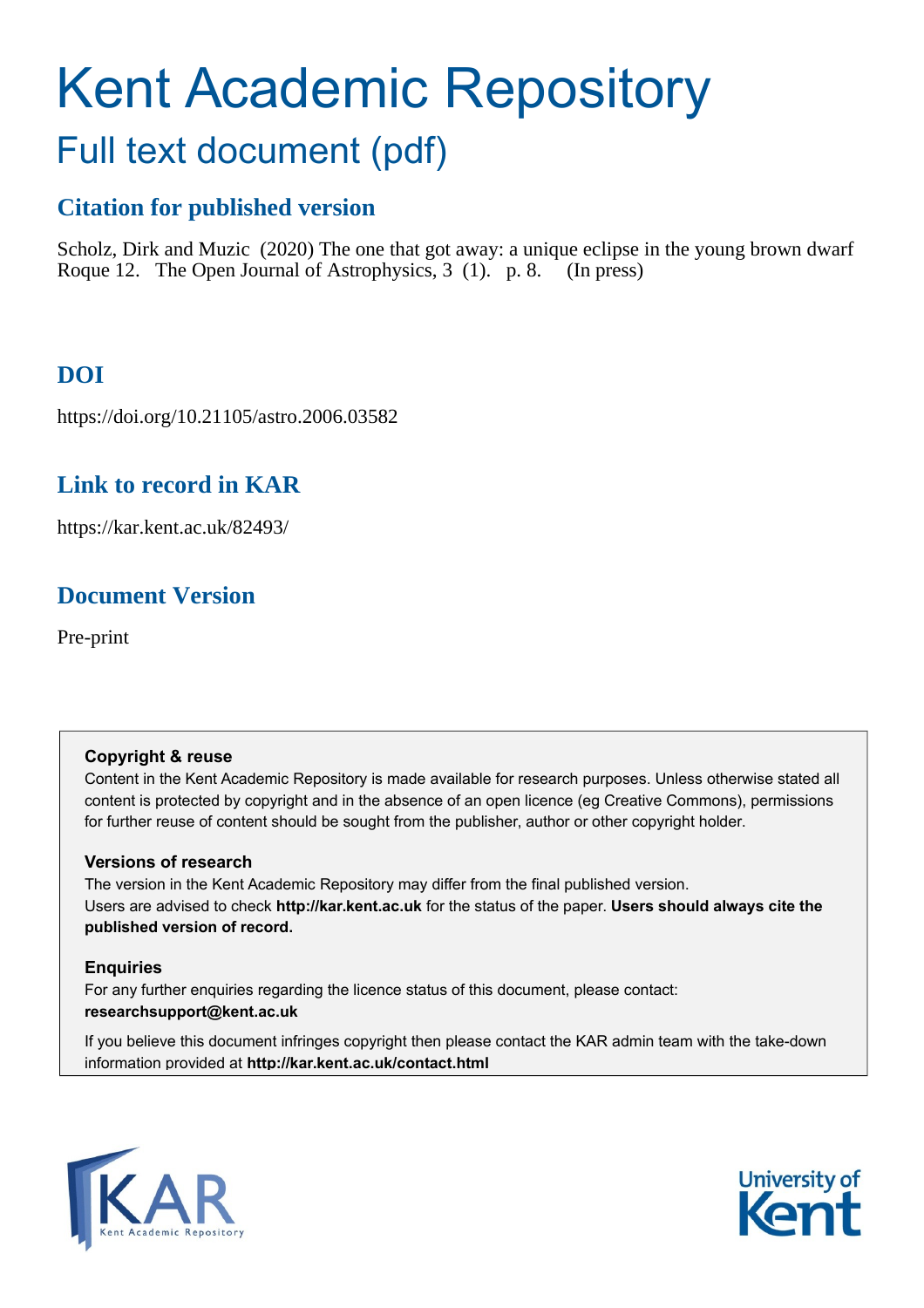# Kent Academic Repository

## Full text document (pdf)

### Citation for published version

Scholz, Dirk and Muzic (2020) The one that got away: a unique eclipse in the young brown dwarf Roque 12. The Open Journal of Astrophysics, 3 (1). p. 8. (In press)

### DOI

https://doi.org/10.21105/astro.2006.03582

### Link to record in KAR

https://kar.kent.ac.uk/82493/

### Document Version

Pre-print

**Copyright & reuse**

Content in the Kent Academic Repository is made available for research purposes. Unless otherwise stated all content is protected by copyright and in the absence of an open licence (eg Creative Commons), permissions for further reuse of content should be sought from the publisher, author or other copyright holder.

**Versions of research**

The version in the Kent Academic Repository may differ from the final published version. Users are advised to check **http://kar.kent.ac.uk** for the status of the paper. **Users should always cite the published version of record.**

**Enquiries**

For any further enquiries regarding the licence status of this document, please contact: **researchsupport@kent.ac.uk**

If you believe this document infringes copyright then please contact the KAR admin team with the take-down information provided at **http://kar.kent.ac.uk/contact.html**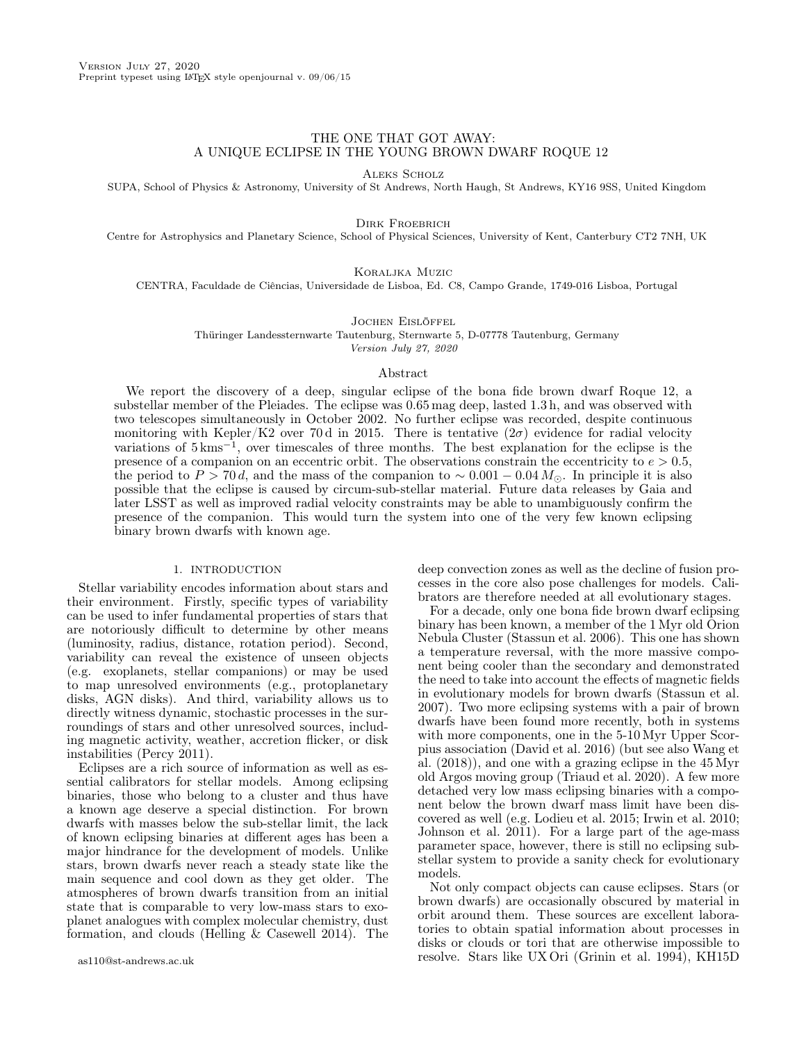Version July 27, 2020
Preprint typeset using LaTeX style openjournal v. 09/06/15

# THE ONE THAT GOT AWAY: A UNIQUE ECLIPSE IN THE YOUNG BROWN DWARF ROQUE 12

Aleks Scholz
SUPA, School of Physics & Astronomy, University of St Andrews, North Haugh, St Andrews, KY16 9SS, United Kingdom

Dirk Froebrich
Centre for Astrophysics and Planetary Science, School of Physical Sciences, University of Kent, Canterbury CT2 7NH, UK

Koraljka Muzic
CENTRA, Faculdade de Ciências, Universidade de Lisboa, Ed. C8, Campo Grande, 1749-016 Lisboa, Portugal

Jochen Eislöffel
Thüringer Landessternwarte Tautenburg, Sternwarte 5, D-07778 Tautenburg, Germany
*Version July 27, 2020*

## Abstract

We report the discovery of a deep, singular eclipse of the bona fide brown dwarf Roque 12, a substellar member of the Pleiades. The eclipse was 0.65 mag deep, lasted 1.3 h, and was observed with two telescopes simultaneously in October 2002. No further eclipse was recorded, despite continuous monitoring with Kepler/K2 over 70 d in 2015. There is tentative ($2\sigma$) evidence for radial velocity variations of $5\,\mathrm{km\,s^{-1}}$, over timescales of three months. The best explanation for the eclipse is the presence of a companion on an eccentric orbit. The observations constrain the eccentricity to $e > 0.5$, the period to $P > 70\,d$, and the mass of the companion to $\sim 0.001 - 0.04\,M_{\odot}$. In principle it is also possible that the eclipse is caused by circum-sub-stellar material. Future data releases by Gaia and later LSST as well as improved radial velocity constraints may be able to unambiguously confirm the presence of the companion. This would turn the system into one of the very few known eclipsing binary brown dwarfs with known age.

## 1. INTRODUCTION

Stellar variability encodes information about stars and their environment. Firstly, specific types of variability can be used to infer fundamental properties of stars that are notoriously difficult to determine by other means (luminosity, radius, distance, rotation period). Second, variability can reveal the existence of unseen objects (e.g. exoplanets, stellar companions) or may be used to map unresolved environments (e.g., protoplanetary disks, AGN disks). And third, variability allows us to directly witness dynamic, stochastic processes in the surroundings of stars and other unresolved sources, including magnetic activity, weather, accretion flicker, or disk instabilities (Percy 2011).

Eclipses are a rich source of information as well as essential calibrators for stellar models. Among eclipsing binaries, those who belong to a cluster and thus have a known age deserve a special distinction. For brown dwarfs with masses below the sub-stellar limit, the lack of known eclipsing binaries at different ages has been a major hindrance for the development of models. Unlike stars, brown dwarfs never reach a steady state like the main sequence and cool down as they get older. The atmospheres of brown dwarfs transition from an initial state that is comparable to very low-mass stars to exoplanet analogues with complex molecular chemistry, dust formation, and clouds (Helling & Casewell 2014). The deep convection zones as well as the decline of fusion processes in the core also pose challenges for models. Calibrators are therefore needed at all evolutionary stages.

For a decade, only one bona fide brown dwarf eclipsing binary has been known, a member of the 1 Myr old Orion Nebula Cluster (Stassun et al. 2006). This one has shown a temperature reversal, with the more massive component being cooler than the secondary and demonstrated the need to take into account the effects of magnetic fields in evolutionary models for brown dwarfs (Stassun et al. 2007). Two more eclipsing systems with a pair of brown dwarfs have been found more recently, both in systems with more components, one in the 5-10 Myr Upper Scorpius association (David et al. 2016) (but see also Wang et al. (2018)), and one with a grazing eclipse in the 45 Myr old Argos moving group (Triaud et al. 2020). A few more detached very low mass eclipsing binaries with a component below the brown dwarf mass limit have been discovered as well (e.g. Lodieu et al. 2015; Irwin et al. 2010; Johnson et al. 2011). For a large part of the age-mass parameter space, however, there is still no eclipsing substellar system to provide a sanity check for evolutionary models.

Not only compact objects can cause eclipses. Stars (or brown dwarfs) are occasionally obscured by material in orbit around them. These sources are excellent laboratories to obtain spatial information about processes in disks or clouds or tori that are otherwise impossible to resolve. Stars like UX Ori (Grinin et al. 1994), KH15D

as110@st-andrews.ac.uk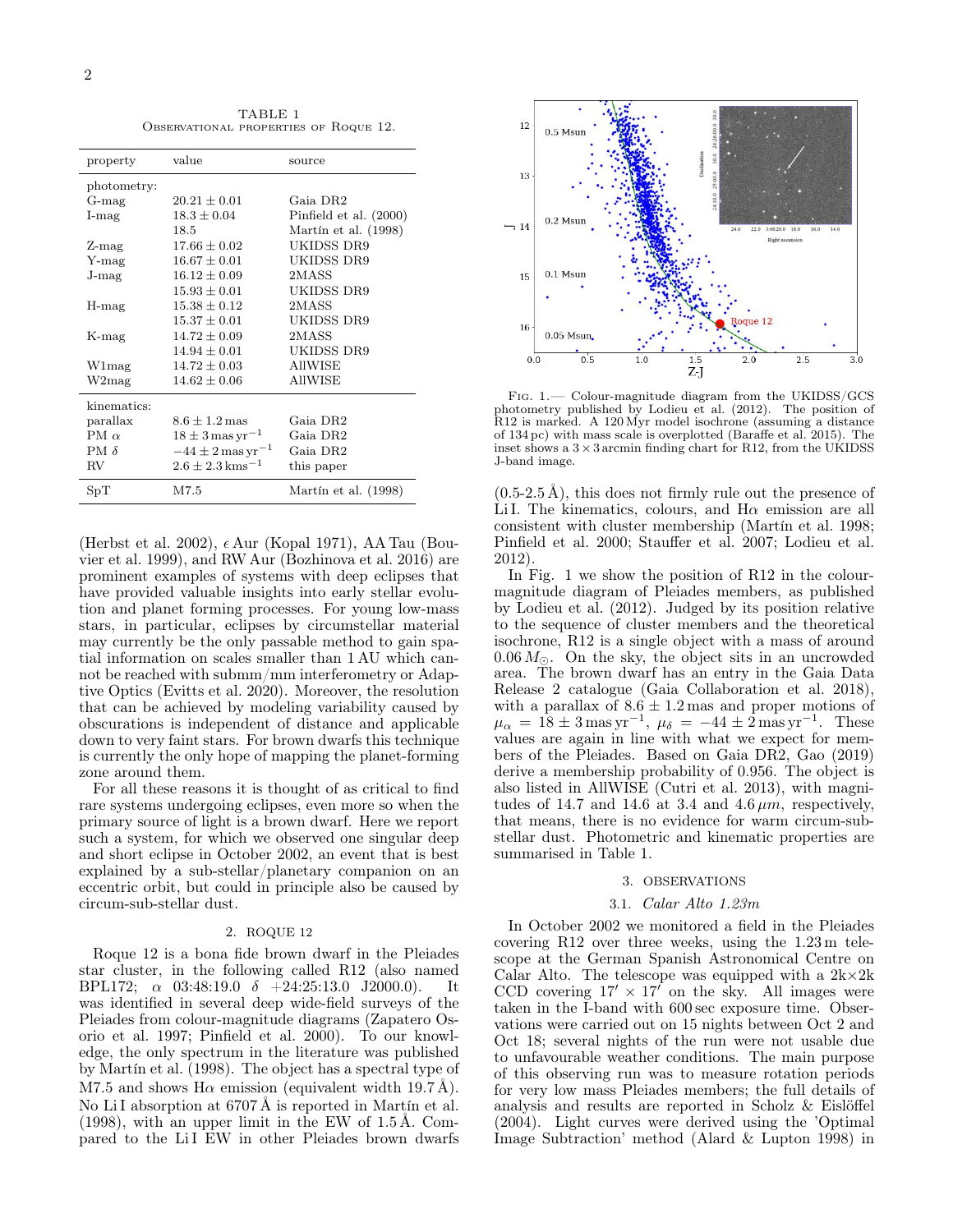TABLE 1
Observational properties of Roque 12.

| property | value | source |
|---|---|---|
| photometry: | | |
| G-mag | $20.21 \pm 0.01$ | Gaia DR2 |
| I-mag | $18.3 \pm 0.04$ | Pinfield et al. (2000) |
| | 18.5 | Martín et al. (1998) |
| Z-mag | $17.66 \pm 0.02$ | UKIDSS DR9 |
| Y-mag | $16.67 \pm 0.01$ | UKIDSS DR9 |
| J-mag | $16.12 \pm 0.09$ | 2MASS |
| | $15.93 \pm 0.01$ | UKIDSS DR9 |
| H-mag | $15.38 \pm 0.12$ | 2MASS |
| | $15.37 \pm 0.01$ | UKIDSS DR9 |
| K-mag | $14.72 \pm 0.09$ | 2MASS |
| | $14.94 \pm 0.01$ | UKIDSS DR9 |
| W1mag | $14.72 \pm 0.03$ | AllWISE |
| W2mag | $14.62 \pm 0.06$ | AllWISE |
| kinematics: | | |
| parallax | $8.6 \pm 1.2$ mas | Gaia DR2 |
| PM $\alpha$ | $18 \pm 3\,\mathrm{mas\,yr^{-1}}$ | Gaia DR2 |
| PM $\delta$ | $-44 \pm 2\,\mathrm{mas\,yr^{-1}}$ | Gaia DR2 |
| RV | $2.6 \pm 2.3\,\mathrm{kms^{-1}}$ | this paper |
| SpT | M7.5 | Martín et al. (1998) |

(Herbst et al. 2002), $\epsilon$ Aur (Kopal 1971), AA Tau (Bouvier et al. 1999), and RW Aur (Bozhinova et al. 2016) are prominent examples of systems with deep eclipses that have provided valuable insights into early stellar evolution and planet forming processes. For young low-mass stars, in particular, eclipses by circumstellar material may currently be the only passable method to gain spatial information on scales smaller than 1 AU which cannot be reached with submm/mm interferometry or Adaptive Optics (Evitts et al. 2020). Moreover, the resolution that can be achieved by modeling variability caused by obscurations is independent of distance and applicable down to very faint stars. For brown dwarfs this technique is currently the only hope of mapping the planet-forming zone around them.

For all these reasons it is thought of as critical to find rare systems undergoing eclipses, even more so when the primary source of light is a brown dwarf. Here we report such a system, for which we observed one singular deep and short eclipse in October 2002, an event that is best explained by a sub-stellar/planetary companion on an eccentric orbit, but could in principle also be caused by circum-sub-stellar dust.

## 2. ROQUE 12

Roque 12 is a bona fide brown dwarf in the Pleiades star cluster, in the following called R12 (also named BPL172; $\alpha$ 03:48:19.0 $\delta$ +24:25:13.0 J2000.0). It was identified in several deep wide-field surveys of the Pleiades from colour-magnitude diagrams (Zapatero Osorio et al. 1997; Pinfield et al. 2000). To our knowledge, the only spectrum in the literature was published by Martín et al. (1998). The object has a spectral type of M7.5 and shows H$\alpha$ emission (equivalent width 19.7 Å). No Li I absorption at 6707 Å is reported in Martín et al. (1998), with an upper limit in the EW of 1.5 Å. Compared to the Li I EW in other Pleiades brown dwarfs (0.5-2.5 Å), this does not firmly rule out the presence of Li I. The kinematics, colours, and H$\alpha$ emission are all consistent with cluster membership (Martín et al. 1998; Pinfield et al. 2000; Stauffer et al. 2007; Lodieu et al. 2012).

Fig. 1.— Colour-magnitude diagram from the UKIDSS/GCS photometry published by Lodieu et al. (2012). The position of R12 is marked. A 120 Myr model isochrone (assuming a distance of 134 pc) with mass scale is overplotted (Baraffe et al. 2015). The inset shows a $3 \times 3$ arcmin finding chart for R12, from the UKIDSS J-band image.

In Fig. 1 we show the position of R12 in the colour-magnitude diagram of Pleiades members, as published by Lodieu et al. (2012). Judged by its position relative to the sequence of cluster members and the theoretical isochrone, R12 is a single object with a mass of around $0.06\,M_{\odot}$. On the sky, the object sits in an uncrowded area. The brown dwarf has an entry in the Gaia Data Release 2 catalogue (Gaia Collaboration et al. 2018), with a parallax of $8.6 \pm 1.2$ mas and proper motions of $\mu_{\alpha} = 18 \pm 3\,\mathrm{mas\,yr^{-1}}$, $\mu_{\delta} = -44 \pm 2\,\mathrm{mas\,yr^{-1}}$. These values are again in line with what we expect for members of the Pleiades. Based on Gaia DR2, Gao (2019) derive a membership probability of 0.956. The object is also listed in AllWISE (Cutri et al. 2013), with magnitudes of 14.7 and 14.6 at 3.4 and 4.6 $\mu m$, respectively, that means, there is no evidence for warm circum-sub-stellar dust. Photometric and kinematic properties are summarised in Table 1.

## 3. OBSERVATIONS

### 3.1. *Calar Alto 1.23m*

In October 2002 we monitored a field in the Pleiades covering R12 over three weeks, using the 1.23 m telescope at the German Spanish Astronomical Centre on Calar Alto. The telescope was equipped with a 2k×2k CCD covering $17' \times 17'$ on the sky. All images were taken in the I-band with 600 sec exposure time. Observations were carried out on 15 nights between Oct 2 and Oct 18; several nights of the run were not usable due to unfavourable weather conditions. The main purpose of this observing run was to measure rotation periods for very low mass Pleiades members; the full details of analysis and results are reported in Scholz & Eislöffel (2004). Light curves were derived using the 'Optimal Image Subtraction' method (Alard & Lupton 1998) in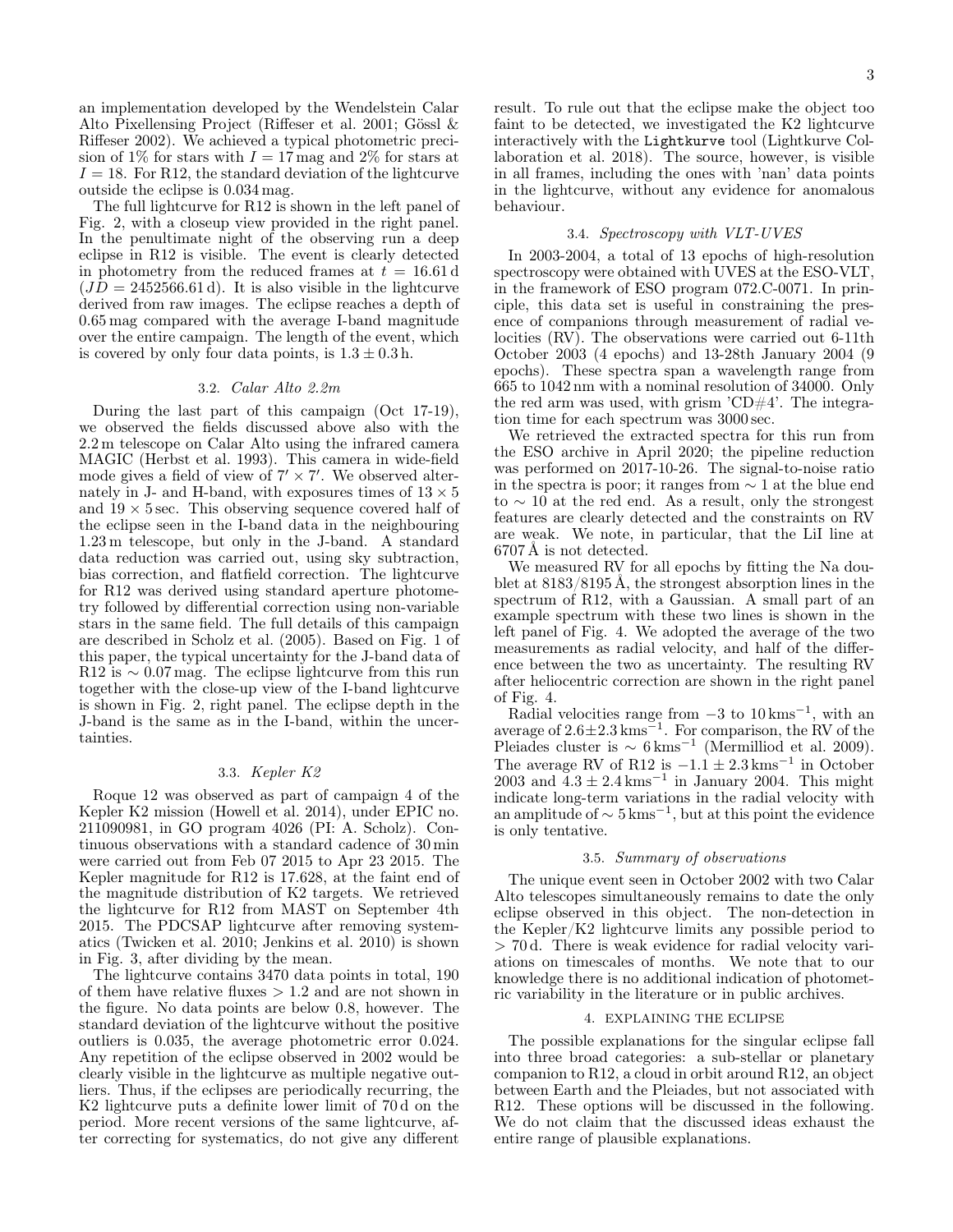an implementation developed by the Wendelstein Calar Alto Pixellensing Project (Riffeser et al. 2001; Gössl & Riffeser 2002). We achieved a typical photometric precision of 1% for stars with $I = 17$ mag and 2% for stars at $I = 18$. For R12, the standard deviation of the lightcurve outside the eclipse is 0.034 mag.

The full lightcurve for R12 is shown in the left panel of Fig. 2, with a closeup view provided in the right panel. In the penultimate night of the observing run a deep eclipse in R12 is visible. The event is clearly detected in photometry from the reduced frames at $t = 16.61$ d ($JD = 2452566.61$ d). It is also visible in the lightcurve derived from raw images. The eclipse reaches a depth of 0.65 mag compared with the average I-band magnitude over the entire campaign. The length of the event, which is covered by only four data points, is $1.3 \pm 0.3$ h.

### 3.2. *Calar Alto 2.2m*

During the last part of this campaign (Oct 17-19), we observed the fields discussed above also with the 2.2 m telescope on Calar Alto using the infrared camera MAGIC (Herbst et al. 1993). This camera in wide-field mode gives a field of view of $7' \times 7'$. We observed alternately in J- and H-band, with exposures times of $13 \times 5$ and $19 \times 5$ sec. This observing sequence covered half of the eclipse seen in the I-band data in the neighbouring 1.23 m telescope, but only in the J-band. A standard data reduction was carried out, using sky subtraction, bias correction, and flatfield correction. The lightcurve for R12 was derived using standard aperture photometry followed by differential correction using non-variable stars in the same field. The full details of this campaign are described in Scholz et al. (2005). Based on Fig. 1 of this paper, the typical uncertainty for the J-band data of R12 is $\sim 0.07$ mag. The eclipse lightcurve from this run together with the close-up view of the I-band lightcurve is shown in Fig. 2, right panel. The eclipse depth in the J-band is the same as in the I-band, within the uncertainties.

### 3.3. *Kepler K2*

Roque 12 was observed as part of campaign 4 of the Kepler K2 mission (Howell et al. 2014), under EPIC no. 211090981, in GO program 4026 (PI: A. Scholz). Continuous observations with a standard cadence of 30 min were carried out from Feb 07 2015 to Apr 23 2015. The Kepler magnitude for R12 is 17.628, at the faint end of the magnitude distribution of K2 targets. We retrieved the lightcurve for R12 from MAST on September 4th 2015. The PDCSAP lightcurve after removing systematics (Twicken et al. 2010; Jenkins et al. 2010) is shown in Fig. 3, after dividing by the mean.

The lightcurve contains 3470 data points in total, 190 of them have relative fluxes $> 1.2$ and are not shown in the figure. No data points are below 0.8, however. The standard deviation of the lightcurve without the positive outliers is 0.035, the average photometric error 0.024. Any repetition of the eclipse observed in 2002 would be clearly visible in the lightcurve as multiple negative outliers. Thus, if the eclipses are periodically recurring, the K2 lightcurve puts a definite lower limit of 70 d on the period. More recent versions of the same lightcurve, after correcting for systematics, do not give any different result. To rule out that the eclipse make the object too faint to be detected, we investigated the K2 lightcurve interactively with the `Lightkurve` tool (Lightkurve Collaboration et al. 2018). The source, however, is visible in all frames, including the ones with 'nan' data points in the lightcurve, without any evidence for anomalous behaviour.

### 3.4. *Spectroscopy with VLT-UVES*

In 2003-2004, a total of 13 epochs of high-resolution spectroscopy were obtained with UVES at the ESO-VLT, in the framework of ESO program 072.C-0071. In principle, this data set is useful in constraining the presence of companions through measurement of radial velocities (RV). The observations were carried out 6-11th October 2003 (4 epochs) and 13-28th January 2004 (9 epochs). These spectra span a wavelength range from 665 to 1042 nm with a nominal resolution of 34000. Only the red arm was used, with grism 'CD#4'. The integration time for each spectrum was 3000 sec.

We retrieved the extracted spectra for this run from the ESO archive in April 2020; the pipeline reduction was performed on 2017-10-26. The signal-to-noise ratio in the spectra is poor; it ranges from $\sim 1$ at the blue end to $\sim 10$ at the red end. As a result, only the strongest features are clearly detected and the constraints on RV are weak. We note, in particular, that the LiI line at 6707 Å is not detected.

We measured RV for all epochs by fitting the Na doublet at 8183/8195 Å, the strongest absorption lines in the spectrum of R12, with a Gaussian. A small part of an example spectrum with these two lines is shown in the left panel of Fig. 4. We adopted the average of the two measurements as radial velocity, and half of the difference between the two as uncertainty. The resulting RV after heliocentric correction are shown in the right panel of Fig. 4.

Radial velocities range from $-3$ to $10\,\mathrm{km\,s^{-1}}$, with an average of $2.6 \pm 2.3\,\mathrm{km\,s^{-1}}$. For comparison, the RV of the Pleiades cluster is $\sim 6\,\mathrm{km\,s^{-1}}$ (Mermilliod et al. 2009). The average RV of R12 is $-1.1 \pm 2.3\,\mathrm{km\,s^{-1}}$ in October 2003 and $4.3 \pm 2.4\,\mathrm{km\,s^{-1}}$ in January 2004. This might indicate long-term variations in the radial velocity with an amplitude of $\sim 5\,\mathrm{km\,s^{-1}}$, but at this point the evidence is only tentative.

### 3.5. *Summary of observations*

The unique event seen in October 2002 with two Calar Alto telescopes simultaneously remains to date the only eclipse observed in this object. The non-detection in the Kepler/K2 lightcurve limits any possible period to $> 70$ d. There is weak evidence for radial velocity variations on timescales of months. We note that to our knowledge there is no additional indication of photometric variability in the literature or in public archives.

## 4. EXPLAINING THE ECLIPSE

The possible explanations for the singular eclipse fall into three broad categories: a sub-stellar or planetary companion to R12, a cloud in orbit around R12, an object between Earth and the Pleiades, but not associated with R12. These options will be discussed in the following. We do not claim that the discussed ideas exhaust the entire range of plausible explanations.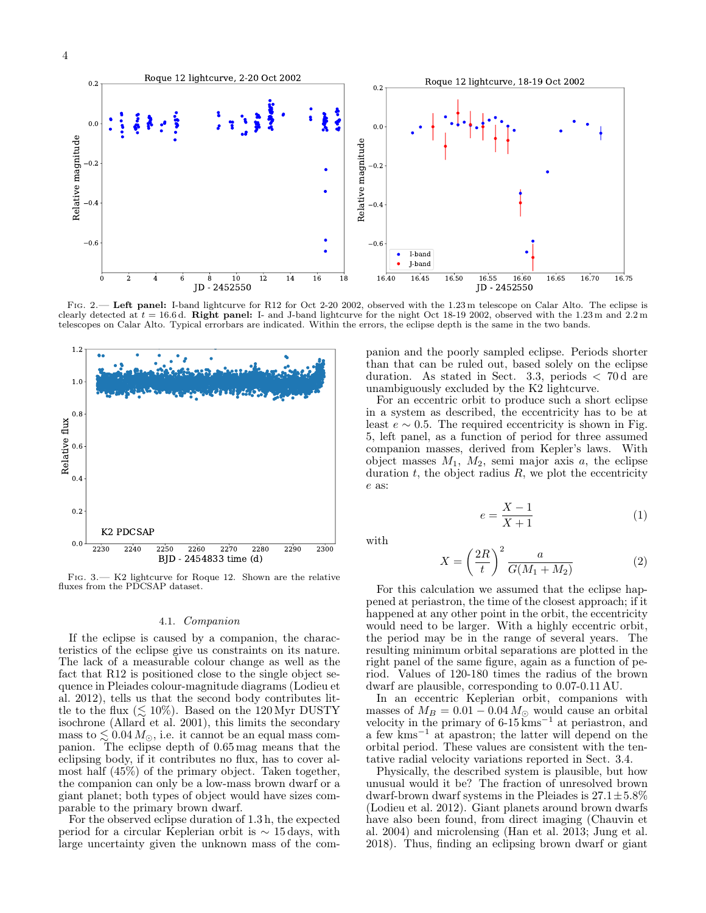FIG. 2.— **Left panel:** I-band lightcurve for R12 for Oct 2-20 2002, observed with the 1.23 m telescope on Calar Alto. The eclipse is clearly detected at $t = 16.6$ d. **Right panel:** I- and J-band lightcurve for the night Oct 18-19 2002, observed with the 1.23 m and 2.2 m telescopes on Calar Alto. Typical errorbars are indicated. Within the errors, the eclipse depth is the same in the two bands.

FIG. 3.— K2 lightcurve for Roque 12. Shown are the relative fluxes from the PDCSAP dataset.

### 4.1. *Companion*

If the eclipse is caused by a companion, the characteristics of the eclipse give us constraints on its nature. The lack of a measurable colour change as well as the fact that R12 is positioned close to the single object sequence in Pleiades colour-magnitude diagrams (Lodieu et al. 2012), tells us that the second body contributes little to the flux ($\lesssim 10\%$). Based on the 120 Myr DUSTY isochrone (Allard et al. 2001), this limits the secondary mass to $\lesssim 0.04\,M_{\odot}$, i.e. it cannot be an equal mass companion. The eclipse depth of 0.65 mag means that the eclipsing body, if it contributes no flux, has to cover almost half (45%) of the primary object. Taken together, the companion can only be a low-mass brown dwarf or a giant planet; both types of object would have sizes comparable to the primary brown dwarf.

For the observed eclipse duration of 1.3 h, the expected period for a circular Keplerian orbit is $\sim 15$ days, with large uncertainty given the unknown mass of the companion and the poorly sampled eclipse. Periods shorter than that can be ruled out, based solely on the eclipse duration. As stated in Sect. 3.3, periods $< 70$ d are unambiguously excluded by the K2 lightcurve.

For an eccentric orbit to produce such a short eclipse in a system as described, the eccentricity has to be at least $e \sim 0.5$. The required eccentricity is shown in Fig. 5, left panel, as a function of period for three assumed companion masses, derived from Kepler's laws. With object masses $M_1$, $M_2$, semi major axis $a$, the eclipse duration $t$, the object radius $R$, we plot the eccentricity $e$ as:

$$e = \frac{X - 1}{X + 1} \tag{1}$$

with

$$X = \left(\frac{2R}{t}\right)^2 \frac{a}{G(M_1 + M_2)} \tag{2}$$

For this calculation we assumed that the eclipse happened at periastron, the time of the closest approach; if it happened at any other point in the orbit, the eccentricity would need to be larger. With a highly eccentric orbit, the period may be in the range of several years. The resulting minimum orbital separations are plotted in the right panel of the same figure, again as a function of period. Values of 120-180 times the radius of the brown dwarf are plausible, corresponding to 0.07-0.11 AU.

In an eccentric Keplerian orbit, companions with masses of $M_B = 0.01 - 0.04\,M_{\odot}$ would cause an orbital velocity in the primary of 6-15 $\mathrm{km\,s^{-1}}$ at periastron, and a few $\mathrm{km\,s^{-1}}$ at apastron; the latter will depend on the orbital period. These values are consistent with the tentative radial velocity variations reported in Sect. 3.4.

Physically, the described system is plausible, but how unusual would it be? The fraction of unresolved brown dwarf-brown dwarf systems in the Pleiades is $27.1 \pm 5.8\%$ (Lodieu et al. 2012). Giant planets around brown dwarfs have also been found, from direct imaging (Chauvin et al. 2004) and microlensing (Han et al. 2013; Jung et al. 2018). Thus, finding an eclipsing brown dwarf or giant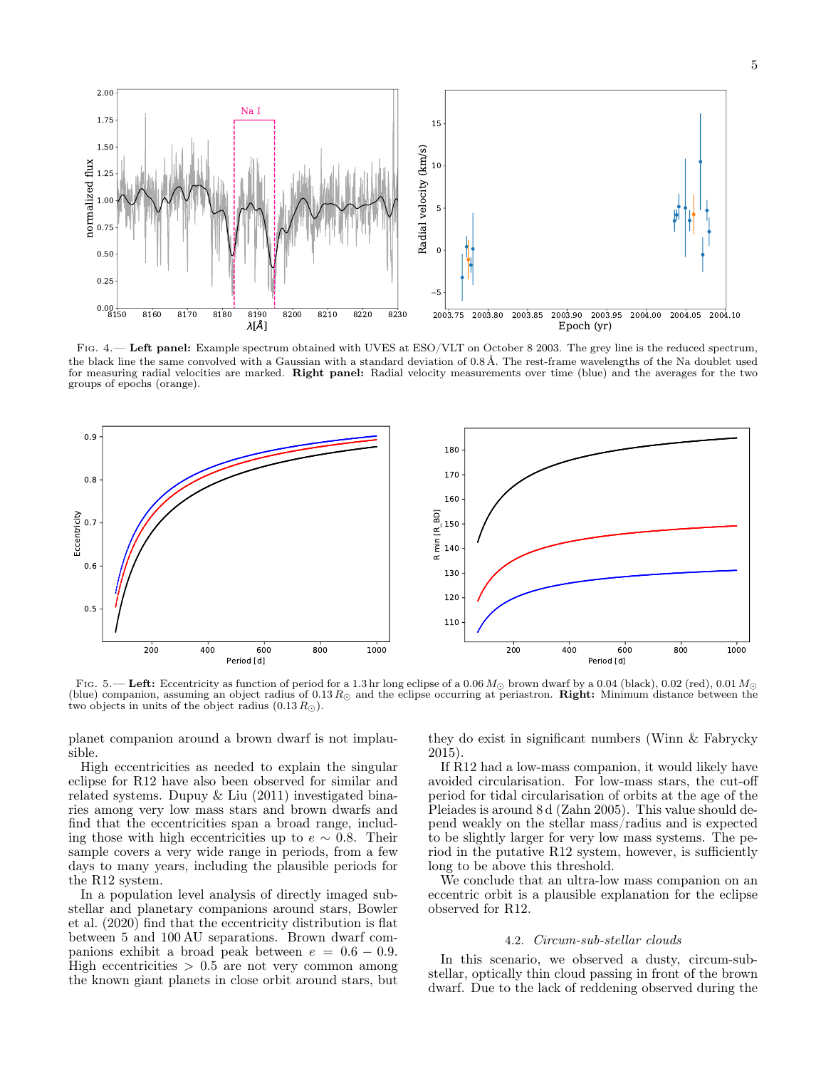Fig. 4.— **Left panel:** Example spectrum obtained with UVES at ESO/VLT on October 8 2003. The grey line is the reduced spectrum, the black line the same convolved with a Gaussian with a standard deviation of 0.8 Å. The rest-frame wavelengths of the Na doublet used for measuring radial velocities are marked. **Right panel:** Radial velocity measurements over time (blue) and the averages for the two groups of epochs (orange).

Fig. 5.— **Left:** Eccentricity as function of period for a 1.3 hr long eclipse of a $0.06\,M_{\odot}$ brown dwarf by a 0.04 (black), 0.02 (red), $0.01\,M_{\odot}$ (blue) companion, assuming an object radius of $0.13\,R_{\odot}$ and the eclipse occurring at periastron. **Right:** Minimum distance between the two objects in units of the object radius ($0.13\,R_{\odot}$).

planet companion around a brown dwarf is not implausible.

High eccentricities as needed to explain the singular eclipse for R12 have also been observed for similar and related systems. Dupuy & Liu (2011) investigated binaries among very low mass stars and brown dwarfs and find that the eccentricities span a broad range, including those with high eccentricities up to $e \sim 0.8$. Their sample covers a very wide range in periods, from a few days to many years, including the plausible periods for the R12 system.

In a population level analysis of directly imaged substellar and planetary companions around stars, Bowler et al. (2020) find that the eccentricity distribution is flat between 5 and 100 AU separations. Brown dwarf companions exhibit a broad peak between $e = 0.6 - 0.9$. High eccentricities $> 0.5$ are not very common among the known giant planets in close orbit around stars, but they do exist in significant numbers (Winn & Fabrycky 2015).

If R12 had a low-mass companion, it would likely have avoided circularisation. For low-mass stars, the cut-off period for tidal circularisation of orbits at the age of the Pleiades is around 8 d (Zahn 2005). This value should depend weakly on the stellar mass/radius and is expected to be slightly larger for very low mass systems. The period in the putative R12 system, however, is sufficiently long to be above this threshold.

We conclude that an ultra-low mass companion on an eccentric orbit is a plausible explanation for the eclipse observed for R12.

### 4.2. *Circum-sub-stellar clouds*

In this scenario, we observed a dusty, circum-sub-stellar, optically thin cloud passing in front of the brown dwarf. Due to the lack of reddening observed during the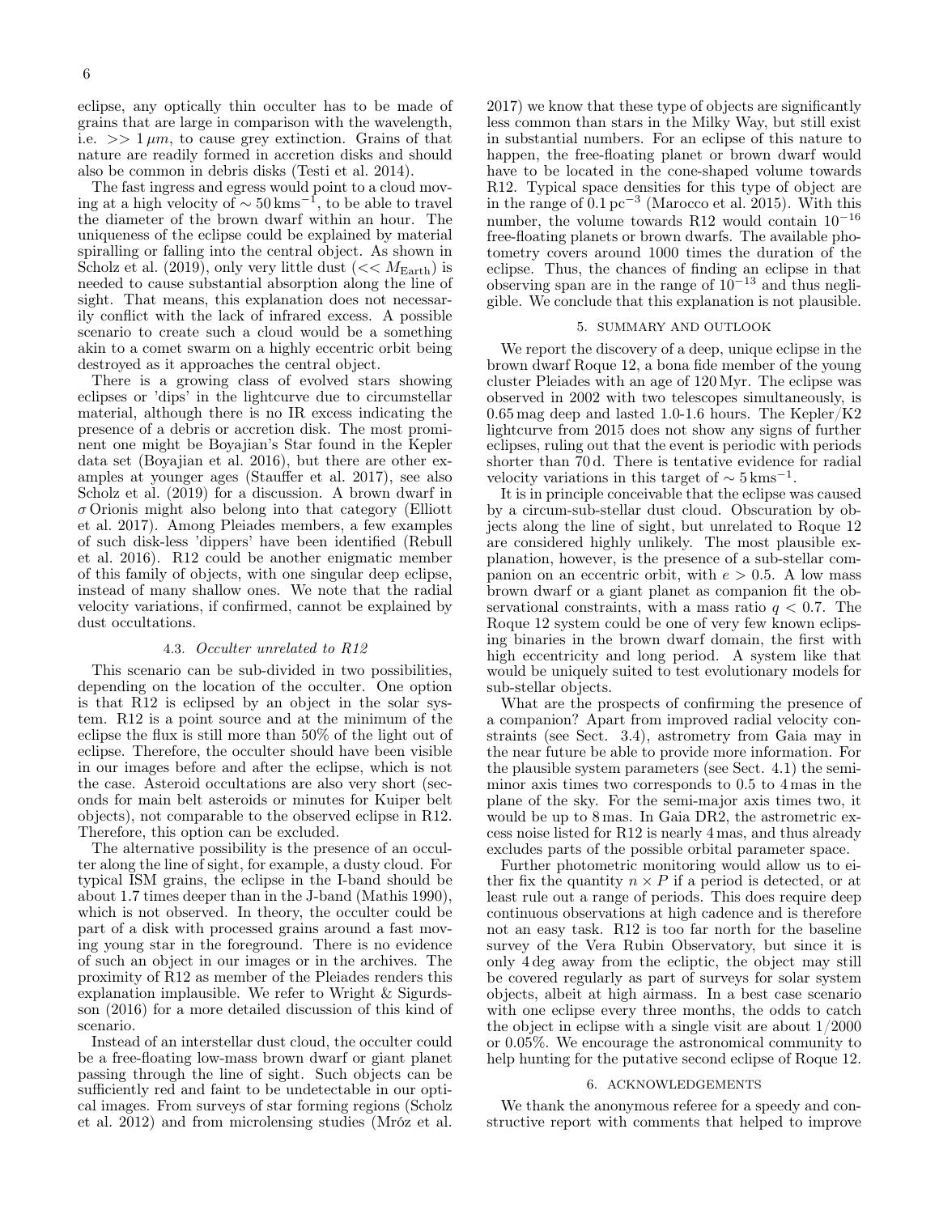eclipse, any optically thin occulter has to be made of grains that are large in comparison with the wavelength, i.e. $>> 1\,\mu m$, to cause grey extinction. Grains of that nature are readily formed in accretion disks and should also be common in debris disks (Testi et al. 2014).

The fast ingress and egress would point to a cloud moving at a high velocity of $\sim 50\,\mathrm{kms}^{-1}$, to be able to travel the diameter of the brown dwarf within an hour. The uniqueness of the eclipse could be explained by material spiralling or falling into the central object. As shown in Scholz et al. (2019), only very little dust ($<< M_{\mathrm{Earth}}$) is needed to cause substantial absorption along the line of sight. That means, this explanation does not necessarily conflict with the lack of infrared excess. A possible scenario to create such a cloud would be a something akin to a comet swarm on a highly eccentric orbit being destroyed as it approaches the central object.

There is a growing class of evolved stars showing eclipses or 'dips' in the lightcurve due to circumstellar material, although there is no IR excess indicating the presence of a debris or accretion disk. The most prominent one might be Boyajian's Star found in the Kepler data set (Boyajian et al. 2016), but there are other examples at younger ages (Stauffer et al. 2017), see also Scholz et al. (2019) for a discussion. A brown dwarf in $\sigma$ Orionis might also belong into that category (Elliott et al. 2017). Among Pleiades members, a few examples of such disk-less 'dippers' have been identified (Rebull et al. 2016). R12 could be another enigmatic member of this family of objects, with one singular deep eclipse, instead of many shallow ones. We note that the radial velocity variations, if confirmed, cannot be explained by dust occultations.

### 4.3. *Occulter unrelated to R12*

This scenario can be sub-divided in two possibilities, depending on the location of the occulter. One option is that R12 is eclipsed by an object in the solar system. R12 is a point source and at the minimum of the eclipse the flux is still more than 50% of the light out of eclipse. Therefore, the occulter should have been visible in our images before and after the eclipse, which is not the case. Asteroid occultations are also very short (seconds for main belt asteroids or minutes for Kuiper belt objects), not comparable to the observed eclipse in R12. Therefore, this option can be excluded.

The alternative possibility is the presence of an occulter along the line of sight, for example, a dusty cloud. For typical ISM grains, the eclipse in the I-band should be about 1.7 times deeper than in the J-band (Mathis 1990), which is not observed. In theory, the occulter could be part of a disk with processed grains around a fast moving young star in the foreground. There is no evidence of such an object in our images or in the archives. The proximity of R12 as member of the Pleiades renders this explanation implausible. We refer to Wright & Sigurdsson (2016) for a more detailed discussion of this kind of scenario.

Instead of an interstellar dust cloud, the occulter could be a free-floating low-mass brown dwarf or giant planet passing through the line of sight. Such objects can be sufficiently red and faint to be undetectable in our optical images. From surveys of star forming regions (Scholz et al. 2012) and from microlensing studies (Mróz et al. 2017) we know that these type of objects are significantly less common than stars in the Milky Way, but still exist in substantial numbers. For an eclipse of this nature to happen, the free-floating planet or brown dwarf would have to be located in the cone-shaped volume towards R12. Typical space densities for this type of object are in the range of $0.1\,\mathrm{pc}^{-3}$ (Marocco et al. 2015). With this number, the volume towards R12 would contain $10^{-16}$ free-floating planets or brown dwarfs. The available photometry covers around 1000 times the duration of the eclipse. Thus, the chances of finding an eclipse in that observing span are in the range of $10^{-13}$ and thus negligible. We conclude that this explanation is not plausible.

## 5. SUMMARY AND OUTLOOK

We report the discovery of a deep, unique eclipse in the brown dwarf Roque 12, a bona fide member of the young cluster Pleiades with an age of 120 Myr. The eclipse was observed in 2002 with two telescopes simultaneously, is 0.65 mag deep and lasted 1.0-1.6 hours. The Kepler/K2 lightcurve from 2015 does not show any signs of further eclipses, ruling out that the event is periodic with periods shorter than 70 d. There is tentative evidence for radial velocity variations in this target of $\sim 5\,\mathrm{kms}^{-1}$.

It is in principle conceivable that the eclipse was caused by a circum-sub-stellar dust cloud. Obscuration by objects along the line of sight, but unrelated to Roque 12 are considered highly unlikely. The most plausible explanation, however, is the presence of a sub-stellar companion on an eccentric orbit, with $e > 0.5$. A low mass brown dwarf or a giant planet as companion fit the observational constraints, with a mass ratio $q < 0.7$. The Roque 12 system could be one of very few known eclipsing binaries in the brown dwarf domain, the first with high eccentricity and long period. A system like that would be uniquely suited to test evolutionary models for sub-stellar objects.

What are the prospects of confirming the presence of a companion? Apart from improved radial velocity constraints (see Sect. 3.4), astrometry from Gaia may in the near future be able to provide more information. For the plausible system parameters (see Sect. 4.1) the semi-minor axis times two corresponds to 0.5 to 4 mas in the plane of the sky. For the semi-major axis times two, it would be up to 8 mas. In Gaia DR2, the astrometric excess noise listed for R12 is nearly 4 mas, and thus already excludes parts of the possible orbital parameter space.

Further photometric monitoring would allow us to either fix the quantity $n \times P$ if a period is detected, or at least rule out a range of periods. This does require deep continuous observations at high cadence and is therefore not an easy task. R12 is too far north for the baseline survey of the Vera Rubin Observatory, but since it is only 4 deg away from the ecliptic, the object may still be covered regularly as part of surveys for solar system objects, albeit at high airmass. In a best case scenario with one eclipse every three months, the odds to catch the object in eclipse with a single visit are about 1/2000 or 0.05%. We encourage the astronomical community to help hunting for the putative second eclipse of Roque 12.

## 6. ACKNOWLEDGEMENTS

We thank the anonymous referee for a speedy and constructive report with comments that helped to improve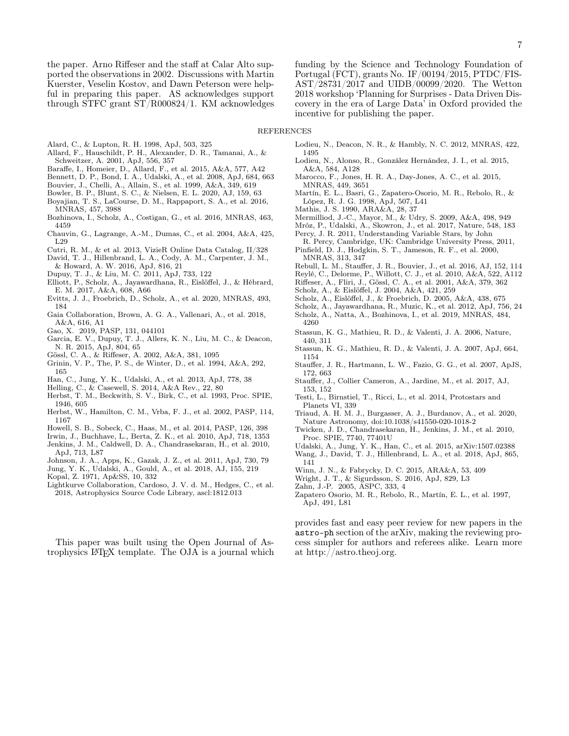the paper. Arno Riffeser and the staff at Calar Alto supported the observations in 2002. Discussions with Martin Kuerster, Veselin Kostov, and Dawn Peterson were helpful in preparing this paper. AS acknowledges support through STFC grant ST/R000824/1. KM acknowledges funding by the Science and Technology Foundation of Portugal (FCT), grants No. IF/00194/2015, PTDC/FIS-AST/28731/2017 and UIDB/00099/2020. The Wetton 2018 workshop 'Planning for Surprises - Data Driven Discovery in the era of Large Data' in Oxford provided the incentive for publishing the paper.

## REFERENCES

Alard, C., & Lupton, R. H. 1998, ApJ, 503, 325

Allard, F., Hauschildt, P. H., Alexander, D. R., Tamanai, A., & Schweitzer, A. 2001, ApJ, 556, 357

Baraffe, I., Homeier, D., Allard, F., et al. 2015, A&A, 577, A42

Bennett, D. P., Bond, I. A., Udalski, A., et al. 2008, ApJ, 684, 663

Bouvier, J., Chelli, A., Allain, S., et al. 1999, A&A, 349, 619

Bowler, B. P., Blunt, S. C., & Nielsen, E. L. 2020, AJ, 159, 63

Boyajian, T. S., LaCourse, D. M., Rappaport, S. A., et al. 2016, MNRAS, 457, 3988

Bozhinova, I., Scholz, A., Costigan, G., et al. 2016, MNRAS, 463, 4459

Chauvin, G., Lagrange, A.-M., Dumas, C., et al. 2004, A&A, 425, L29

Cutri, R. M., & et al. 2013, VizieR Online Data Catalog, II/328

David, T. J., Hillenbrand, L. A., Cody, A. M., Carpenter, J. M., & Howard, A. W. 2016, ApJ, 816, 21

Dupuy, T. J., & Liu, M. C. 2011, ApJ, 733, 122

Elliott, P., Scholz, A., Jayawardhana, R., Eislöffel, J., & Hébrard, E. M. 2017, A&A, 608, A66

Evitts, J. J., Froebrich, D., Scholz, A., et al. 2020, MNRAS, 493, 184

Gaia Collaboration, Brown, A. G. A., Vallenari, A., et al. 2018, A&A, 616, A1

Gao, X. 2019, PASP, 131, 044101

Garcia, E. V., Dupuy, T. J., Allers, K. N., Liu, M. C., & Deacon, N. R. 2015, ApJ, 804, 65

Gössl, C. A., & Riffeser, A. 2002, A&A, 381, 1095

Grinin, V. P., The, P. S., de Winter, D., et al. 1994, A&A, 292, 165

Han, C., Jung, Y. K., Udalski, A., et al. 2013, ApJ, 778, 38

Helling, C., & Casewell, S. 2014, A&A Rev., 22, 80

Herbst, T. M., Beckwith, S. V., Birk, C., et al. 1993, Proc. SPIE, 1946, 605

Herbst, W., Hamilton, C. M., Vrba, F. J., et al. 2002, PASP, 114, 1167

Howell, S. B., Sobeck, C., Haas, M., et al. 2014, PASP, 126, 398

Irwin, J., Buchhave, L., Berta, Z. K., et al. 2010, ApJ, 718, 1353

Jenkins, J. M., Caldwell, D. A., Chandrasekaran, H., et al. 2010, ApJ, 713, L87

Johnson, J. A., Apps, K., Gazak, J. Z., et al. 2011, ApJ, 730, 79

Jung, Y. K., Udalski, A., Gould, A., et al. 2018, AJ, 155, 219

Kopal, Z. 1971, Ap&SS, 10, 332

Lightkurve Collaboration, Cardoso, J. V. d. M., Hedges, C., et al. 2018, Astrophysics Source Code Library, ascl:1812.013

Lodieu, N., Deacon, N. R., & Hambly, N. C. 2012, MNRAS, 422, 1495

Lodieu, N., Alonso, R., González Hernández, J. I., et al. 2015, A&A, 584, A128

Marocco, F., Jones, H. R. A., Day-Jones, A. C., et al. 2015, MNRAS, 449, 3651

Martín, E. L., Basri, G., Zapatero-Osorio, M. R., Rebolo, R., & López, R. J. G. 1998, ApJ, 507, L41

Mathis, J. S. 1990, ARA&A, 28, 37

Mermilliod, J.-C., Mayor, M., & Udry, S. 2009, A&A, 498, 949

Mróz, P., Udalski, A., Skowron, J., et al. 2017, Nature, 548, 183

Percy, J. R. 2011, Understanding Variable Stars, by John R. Percy, Cambridge, UK: Cambridge University Press, 2011,

Pinfield, D. J., Hodgkin, S. T., Jameson, R. F., et al. 2000, MNRAS, 313, 347

Rebull, L. M., Stauffer, J. R., Bouvier, J., et al. 2016, AJ, 152, 114

Reylé, C., Delorme, P., Willott, C. J., et al. 2010, A&A, 522, A112

Riffeser, A., Fliri, J., Gössl, C. A., et al. 2001, A&A, 379, 362

Scholz, A., & Eislöffel, J. 2004, A&A, 421, 259

Scholz, A., Eislöffel, J., & Froebrich, D. 2005, A&A, 438, 675

Scholz, A., Jayawardhana, R., Muzic, K., et al. 2012, ApJ, 756, 24

Scholz, A., Natta, A., Bozhinova, I., et al. 2019, MNRAS, 484, 4260

Stassun, K. G., Mathieu, R. D., & Valenti, J. A. 2006, Nature, 440, 311

Stassun, K. G., Mathieu, R. D., & Valenti, J. A. 2007, ApJ, 664, 1154

Stauffer, J. R., Hartmann, L. W., Fazio, G. G., et al. 2007, ApJS, 172, 663

Stauffer, J., Collier Cameron, A., Jardine, M., et al. 2017, AJ, 153, 152

Testi, L., Birnstiel, T., Ricci, L., et al. 2014, Protostars and Planets VI, 339

Triaud, A. H. M. J., Burgasser, A. J., Burdanov, A., et al. 2020, Nature Astronomy, doi:10.1038/s41550-020-1018-2

Twicken, J. D., Chandrasekaran, H., Jenkins, J. M., et al. 2010, Proc. SPIE, 7740, 77401U

Udalski, A., Jung, Y. K., Han, C., et al. 2015, arXiv:1507.02388

Wang, J., David, T. J., Hillenbrand, L. A., et al. 2018, ApJ, 865, 141

Winn, J. N., & Fabrycky, D. C. 2015, ARA&A, 53, 409

Wright, J. T., & Sigurdsson, S. 2016, ApJ, 829, L3

Zahn, J.-P. 2005, ASPC, 333, 4

Zapatero Osorio, M. R., Rebolo, R., Martín, E. L., et al. 1997, ApJ, 491, L81

This paper was built using the Open Journal of Astrophysics LaTeX template. The OJA is a journal which provides fast and easy peer review for new papers in the `astro-ph` section of the arXiv, making the reviewing process simpler for authors and referees alike. Learn more at http://astro.theoj.org.